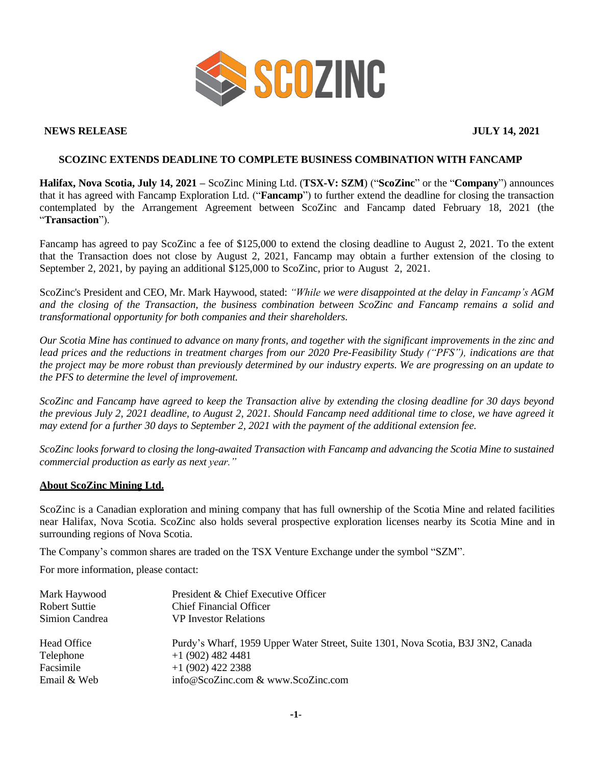**NEWS RELEASE** **JULY 14, 2021**

## SCOZINC EXTENDS DEADLINE TO COMPLETE BUSINESS COMBINATION WITH FANCAMP

**Halifax, Nova Scotia, July 14, 2021 –** ScoZinc Mining Ltd. (**TSX-V: SZM**) ("**ScoZinc**" or the "**Company**") announces that it has agreed with Fancamp Exploration Ltd. ("**Fancamp**") to further extend the deadline for closing the transaction contemplated by the Arrangement Agreement between ScoZinc and Fancamp dated February 18, 2021 (the "**Transaction**").

Fancamp has agreed to pay ScoZinc a fee of $125,000 to extend the closing deadline to August 2, 2021. To the extent that the Transaction does not close by August 2, 2021, Fancamp may obtain a further extension of the closing to September 2, 2021, by paying an additional $125,000 to ScoZinc, prior to August 2, 2021.

ScoZinc's President and CEO, Mr. Mark Haywood, stated: *"While we were disappointed at the delay in Fancamp's AGM and the closing of the Transaction, the business combination between ScoZinc and Fancamp remains a solid and transformational opportunity for both companies and their shareholders.*

*Our Scotia Mine has continued to advance on many fronts, and together with the significant improvements in the zinc and lead prices and the reductions in treatment charges from our 2020 Pre-Feasibility Study ("PFS"), indications are that the project may be more robust than previously determined by our industry experts. We are progressing on an update to the PFS to determine the level of improvement.*

*ScoZinc and Fancamp have agreed to keep the Transaction alive by extending the closing deadline for 30 days beyond the previous July 2, 2021 deadline, to August 2, 2021. Should Fancamp need additional time to close, we have agreed it may extend for a further 30 days to September 2, 2021 with the payment of the additional extension fee.*

*ScoZinc looks forward to closing the long-awaited Transaction with Fancamp and advancing the Scotia Mine to sustained commercial production as early as next year."*

### About ScoZinc Mining Ltd.

ScoZinc is a Canadian exploration and mining company that has full ownership of the Scotia Mine and related facilities near Halifax, Nova Scotia. ScoZinc also holds several prospective exploration licenses nearby its Scotia Mine and in surrounding regions of Nova Scotia.

The Company's common shares are traded on the TSX Venture Exchange under the symbol "SZM".

For more information, please contact:

| | |
|---|---|
| Mark Haywood | President & Chief Executive Officer |
| Robert Suttie | Chief Financial Officer |
| Simion Candrea | VP Investor Relations |
| Head Office | Purdy's Wharf, 1959 Upper Water Street, Suite 1301, Nova Scotia, B3J 3N2, Canada |
| Telephone | +1 (902) 482 4481 |
| Facsimile | +1 (902) 422 2388 |
| Email & Web | info@ScoZinc.com & www.ScoZinc.com |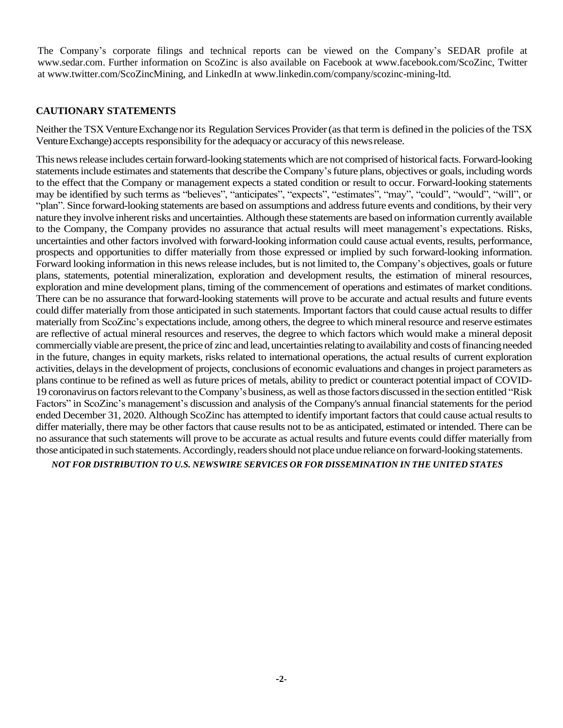The Company's corporate filings and technical reports can be viewed on the Company's SEDAR profile at www.sedar.com. Further information on ScoZinc is also available on Facebook at www.facebook.com/ScoZinc, Twitter at www.twitter.com/ScoZincMining, and LinkedIn at www.linkedin.com/company/scozinc-mining-ltd.

## CAUTIONARY STATEMENTS

Neither the TSX Venture Exchange nor its Regulation Services Provider (as that term is defined in the policies of the TSX Venture Exchange) accepts responsibility for the adequacy or accuracy of this news release.

This news release includes certain forward-looking statements which are not comprised of historical facts. Forward-looking statements include estimates and statements that describe the Company's future plans, objectives or goals, including words to the effect that the Company or management expects a stated condition or result to occur. Forward-looking statements may be identified by such terms as "believes", "anticipates", "expects", "estimates", "may", "could", "would", "will", or "plan". Since forward-looking statements are based on assumptions and address future events and conditions, by their very nature they involve inherent risks and uncertainties. Although these statements are based on information currently available to the Company, the Company provides no assurance that actual results will meet management's expectations. Risks, uncertainties and other factors involved with forward-looking information could cause actual events, results, performance, prospects and opportunities to differ materially from those expressed or implied by such forward-looking information. Forward looking information in this news release includes, but is not limited to, the Company's objectives, goals or future plans, statements, potential mineralization, exploration and development results, the estimation of mineral resources, exploration and mine development plans, timing of the commencement of operations and estimates of market conditions. There can be no assurance that forward-looking statements will prove to be accurate and actual results and future events could differ materially from those anticipated in such statements. Important factors that could cause actual results to differ materially from ScoZinc's expectations include, among others, the degree to which mineral resource and reserve estimates are reflective of actual mineral resources and reserves, the degree to which factors which would make a mineral deposit commercially viable are present, the price of zinc and lead, uncertainties relating to availability and costs of financing needed in the future, changes in equity markets, risks related to international operations, the actual results of current exploration activities, delays in the development of projects, conclusions of economic evaluations and changes in project parameters as plans continue to be refined as well as future prices of metals, ability to predict or counteract potential impact of COVID-19 coronavirus on factors relevant to the Company's business, as well as those factors discussed in the section entitled "Risk Factors" in ScoZinc's management's discussion and analysis of the Company's annual financial statements for the period ended December 31, 2020. Although ScoZinc has attempted to identify important factors that could cause actual results to differ materially, there may be other factors that cause results not to be as anticipated, estimated or intended. There can be no assurance that such statements will prove to be accurate as actual results and future events could differ materially from those anticipated in such statements. Accordingly, readers should not place undue reliance on forward-looking statements.

***NOT FOR DISTRIBUTION TO U.S. NEWSWIRE SERVICES OR FOR DISSEMINATION IN THE UNITED STATES***